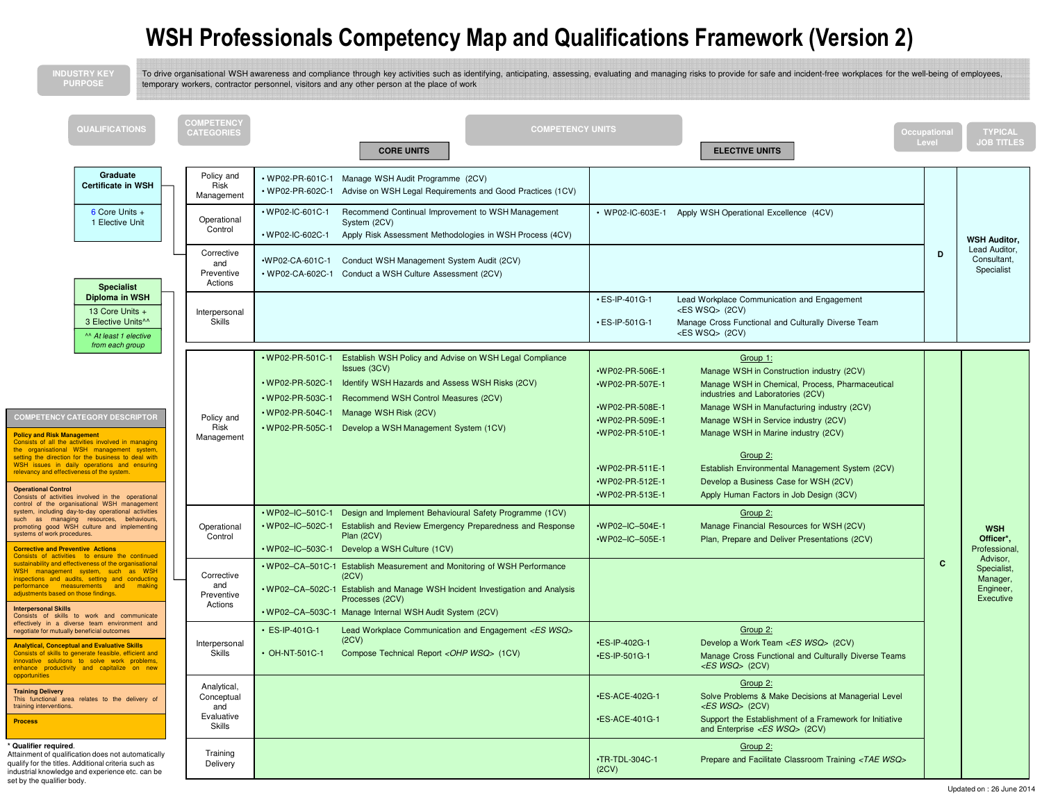# WSH Professionals Competency Map and Qualifications Framework (Version 2)

**INDUSTRY KEY PURPOSE**

To drive organisational WSH awareness and compliance through key activities such as identifying, anticipating, assessing, evaluating and managing risks to provide for safe and incident-free workplaces for the well-being of employees, temporary workers, contractor personnel, visitors and any other person at the place of work

## Graduate Certificate in WSH

6 Core Units + 1 Elective Unit

| Competency Categories | Core Units | Elective Units | Occupational Level | Typical Job Titles |
|---|---|---|---|---|
| Policy and Risk Management | • WP02-PR-601C-1 Manage WSH Audit Programme (2CV)<br>• WP02-PR-602C-1 Advise on WSH Legal Requirements and Good Practices (1CV) | | D | **WSH Auditor,** Lead Auditor, Consultant, Specialist |
| Operational Control | • WP02-IC-601C-1 Recommend Continual Improvement to WSH Management System (2CV)<br>• WP02-IC-602C-1 Apply Risk Assessment Methodologies in WSH Process (4CV) | • WP02-IC-603E-1 Apply WSH Operational Excellence (4CV) | | |
| Corrective and Preventive Actions | • WP02-CA-601C-1 Conduct WSH Management System Audit (2CV)<br>• WP02-CA-602C-1 Conduct a WSH Culture Assessment (2CV) | | | |
| Interpersonal Skills | | • ES-IP-401G-1 Lead Workplace Communication and Engagement <ES WSQ> (2CV)<br>• ES-IP-501G-1 Manage Cross Functional and Culturally Diverse Team <ES WSQ> (2CV) | | |

## Specialist Diploma in WSH

13 Core Units + 3 Elective Units^^

*^^ At least 1 elective from each group*

| Competency Categories | Core Units | Elective Units | Occupational Level | Typical Job Titles |
|---|---|---|---|---|
| Policy and Risk Management | • WP02-PR-501C-1 Establish WSH Policy and Advise on WSH Legal Compliance Issues (3CV)<br>• WP02-PR-502C-1 Identify WSH Hazards and Assess WSH Risks (2CV)<br>• WP02-PR-503C-1 Recommend WSH Control Measures (2CV)<br>• WP02-PR-504C-1 Manage WSH Risk (2CV)<br>• WP02-PR-505C-1 Develop a WSH Management System (1CV) | Group 1:<br>•WP02-PR-506E-1 Manage WSH in Construction industry (2CV)<br>•WP02-PR-507E-1 Manage WSH in Chemical, Process, Pharmaceutical industries and Laboratories (2CV)<br>•WP02-PR-508E-1 Manage WSH in Manufacturing industry (2CV)<br>•WP02-PR-509E-1 Manage WSH in Service industry (2CV)<br>•WP02-PR-510E-1 Manage WSH in Marine industry (2CV)<br><br>Group 2:<br>•WP02-PR-511E-1 Establish Environmental Management System (2CV)<br>•WP02-PR-512E-1 Develop a Business Case for WSH (2CV)<br>•WP02-PR-513E-1 Apply Human Factors in Job Design (3CV) | C | **WSH Officer\***, Professional, Advisor, Specialist, Manager, Engineer, Executive |
| Operational Control | • WP02–IC–501C-1 Design and Implement Behavioural Safety Programme (1CV)<br>• WP02–IC–502C-1 Establish and Review Emergency Preparedness and Response Plan (2CV)<br>• WP02–IC–503C-1 Develop a WSH Culture (1CV) | Group 2:<br>•WP02–IC–504E-1 Manage Financial Resources for WSH (2CV)<br>•WP02–IC–505E-1 Plan, Prepare and Deliver Presentations (2CV) | | |
| Corrective and Preventive Actions | • WP02–CA–501C-1 Establish Measurement and Monitoring of WSH Performance (2CV)<br>• WP02–CA–502C-1 Establish and Manage WSH Incident Investigation and Analysis Processes (2CV)<br>• WP02–CA–503C-1 Manage Internal WSH Audit System (2CV) | | | |
| Interpersonal Skills | • ES-IP-401G-1 Lead Workplace Communication and Engagement *<ES WSQ>* (2CV)<br>• OH-NT-501C-1 Compose Technical Report *<OHP WSQ>* (1CV) | Group 2:<br>•ES-IP-402G-1 Develop a Work Team *<ES WSQ>* (2CV)<br>•ES-IP-501G-1 Manage Cross Functional and Culturally Diverse Teams *<ES WSQ>* (2CV) | | |
| Analytical, Conceptual and Evaluative Skills | | Group 2:<br>•ES-ACE-402G-1 Solve Problems & Make Decisions at Managerial Level *<ES WSQ>* (2CV)<br>•ES-ACE-401G-1 Support the Establishment of a Framework for Initiative and Enterprise *<ES WSQ>* (2CV) | | |
| Training Delivery | | Group 2:<br>•TR-TDL-304C-1 Prepare and Facilitate Classroom Training *<TAE WSQ>* (2CV) | | |

## COMPETENCY CATEGORY DESCRIPTOR

**Policy and Risk Management**
Consists of all the activities involved in managing the organisational WSH management system, setting the direction for the business to deal with WSH issues in daily operations and ensuring relevancy and effectiveness of the system.

**Operational Control**
Consists of activities involved in the operational control of the organisational WSH management system, including day-to-day operational activities such as managing resources, behaviours, promoting good WSH culture and implementing systems of work procedures.

**Corrective and Preventive Actions**
Consists of activities to ensure the continued sustainability and effectiveness of the organisational WSH management system, such as WSH inspections and audits, setting and conducting performance measurements and making adjustments based on those findings.

**Interpersonal Skills**
Consists of skills to work and communicate effectively in a diverse team environment and negotiate for mutually beneficial outcomes

**Analytical, Conceptual and Evaluative Skills**
Consists of skills to generate feasible, efficient and innovative solutions to solve work problems, enhance productivity and capitalize on new opportunities

**Training Delivery**
This functional area relates to the delivery of training interventions.

**Process**

**\* Qualifier required**.
Attainment of qualification does not automatically qualify for the titles. Additional criteria such as industrial knowledge and experience etc. can be set by the qualifier body.

Updated on : 26 June 2014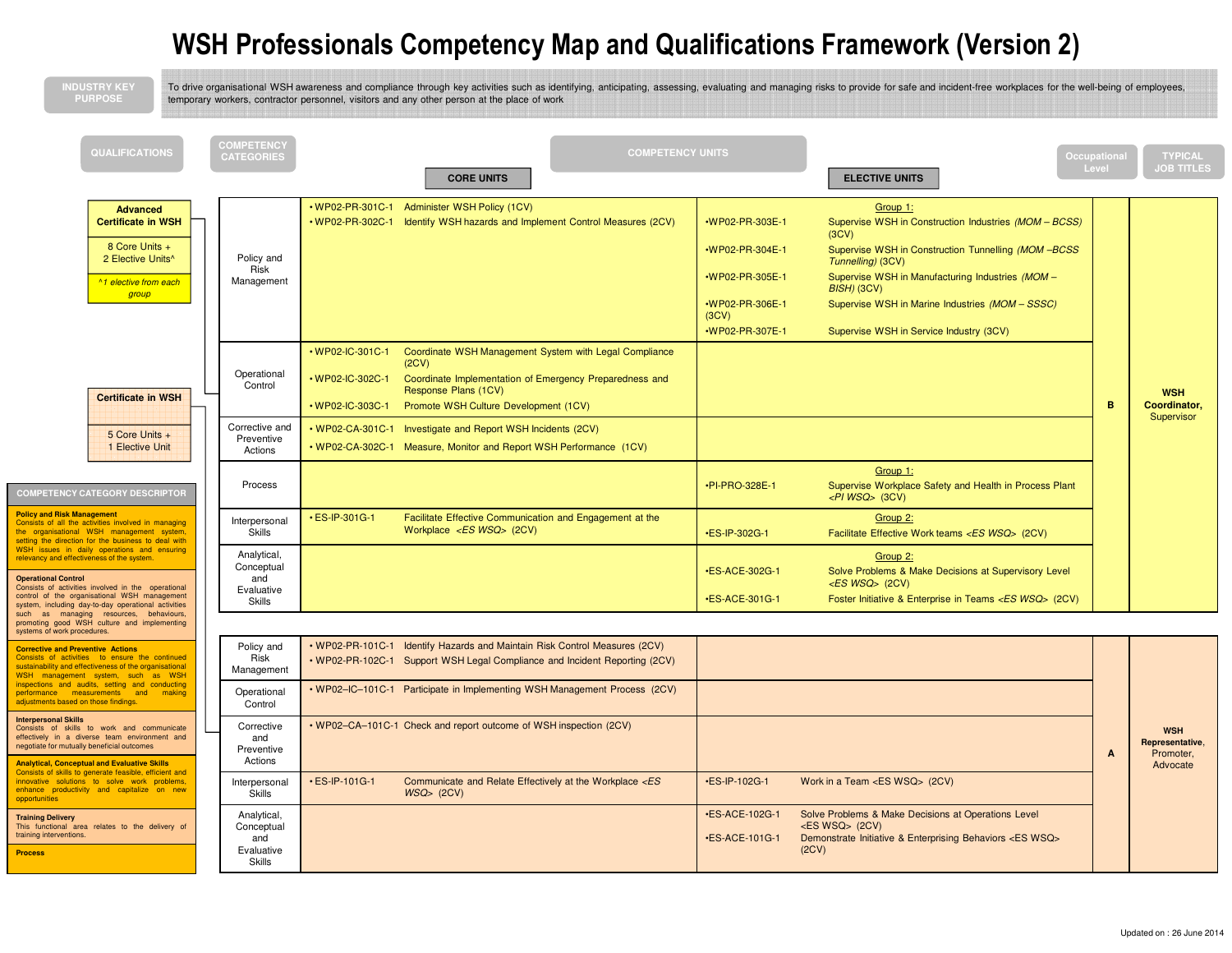# WSH Professionals Competency Map and Qualifications Framework (Version 2)

**INDUSTRY KEY PURPOSE**

To drive organisational WSH awareness and compliance through key activities such as identifying, anticipating, assessing, evaluating and managing risks to provide for safe and incident-free workplaces for the well-being of employees, temporary workers, contractor personnel, visitors and any other person at the place of work

## Advanced Certificate in WSH (8 Core Units + 2 Elective Units^)

*^1 elective from each group*

| COMPETENCY CATEGORIES | CORE UNITS | ELECTIVE UNITS | Occupational Level | TYPICAL JOB TITLES |
|---|---|---|---|---|
| Policy and Risk Management | • WP02-PR-301C-1 Administer WSH Policy (1CV)<br>• WP02-PR-302C-1 Identify WSH hazards and Implement Control Measures (2CV) | Group 1:<br>•WP02-PR-303E-1 Supervise WSH in Construction Industries *(MOM – BCSS)* (3CV)<br>•WP02-PR-304E-1 Supervise WSH in Construction Tunnelling *(MOM –BCSS Tunnelling)* (3CV)<br>•WP02-PR-305E-1 Supervise WSH in Manufacturing Industries *(MOM – BISH)* (3CV)<br>•WP02-PR-306E-1 (3CV) Supervise WSH in Marine Industries *(MOM – SSSC)*<br>•WP02-PR-307E-1 Supervise WSH in Service Industry (3CV) | B | **WSH Coordinator,** Supervisor |
| Operational Control | • WP02-IC-301C-1 Coordinate WSH Management System with Legal Compliance (2CV)<br>• WP02-IC-302C-1 Coordinate Implementation of Emergency Preparedness and Response Plans (1CV)<br>• WP02-IC-303C-1 Promote WSH Culture Development (1CV) | | | |
| Corrective and Preventive Actions | • WP02-CA-301C-1 Investigate and Report WSH Incidents (2CV)<br>• WP02-CA-302C-1 Measure, Monitor and Report WSH Performance (1CV) | | | |
| Process | | Group 1:<br>•PI-PRO-328E-1 Supervise Workplace Safety and Health in Process Plant *<PI WSQ>* (3CV) | | |
| Interpersonal Skills | • ES-IP-301G-1 Facilitate Effective Communication and Engagement at the Workplace *<ES WSQ>* (2CV) | Group 2:<br>•ES-IP-302G-1 Facilitate Effective Work teams *<ES WSQ>* (2CV) | | |
| Analytical, Conceptual and Evaluative Skills | | Group 2:<br>•ES-ACE-302G-1 Solve Problems & Make Decisions at Supervisory Level *<ES WSQ>* (2CV)<br>•ES-ACE-301G-1 Foster Initiative & Enterprise in Teams *<ES WSQ>* (2CV) | | |

## Certificate in WSH (5 Core Units + 1 Elective Unit)

| COMPETENCY CATEGORIES | CORE UNITS | ELECTIVE UNITS | Occupational Level | TYPICAL JOB TITLES |
|---|---|---|---|---|
| Policy and Risk Management | • WP02-PR-101C-1 Identify Hazards and Maintain Risk Control Measures (2CV)<br>• WP02-PR-102C-1 Support WSH Legal Compliance and Incident Reporting (2CV) | | A | **WSH Representative,** Promoter, Advocate |
| Operational Control | • WP02–IC–101C-1 Participate in Implementing WSH Management Process (2CV) | | | |
| Corrective and Preventive Actions | • WP02–CA–101C-1 Check and report outcome of WSH inspection (2CV) | | | |
| Interpersonal Skills | • ES-IP-101G-1 Communicate and Relate Effectively at the Workplace *<ES WSQ>* (2CV) | •ES-IP-102G-1 Work in a Team <ES WSQ> (2CV) | | |
| Analytical, Conceptual and Evaluative Skills | | •ES-ACE-102G-1 Solve Problems & Make Decisions at Operations Level <ES WSQ> (2CV)<br>•ES-ACE-101G-1 Demonstrate Initiative & Enterprising Behaviors <ES WSQ> (2CV) | | |

## COMPETENCY CATEGORY DESCRIPTOR

**Policy and Risk Management**
Consists of all the activities involved in managing the organisational WSH management system, setting the direction for the business to deal with WSH issues in daily operations and ensuring relevancy and effectiveness of the system.

**Operational Control**
Consists of activities involved in the operational control of the organisational WSH management system, including day-to-day operational activities such as managing resources, behaviours, promoting good WSH culture and implementing systems of work procedures.

**Corrective and Preventive Actions**
Consists of activities to ensure the continued sustainability and effectiveness of the organisational WSH management system, such as WSH inspections and audits, setting and conducting performance measurements and making adjustments based on those findings.

**Interpersonal Skills**
Consists of skills to work and communicate effectively in a diverse team environment and negotiate for mutually beneficial outcomes

**Analytical, Conceptual and Evaluative Skills**
Consists of skills to generate feasible, efficient and innovative solutions to solve work problems, enhance productivity and capitalize on new opportunities

**Training Delivery**
This functional area relates to the delivery of training interventions.

**Process**

Updated on : 26 June 2014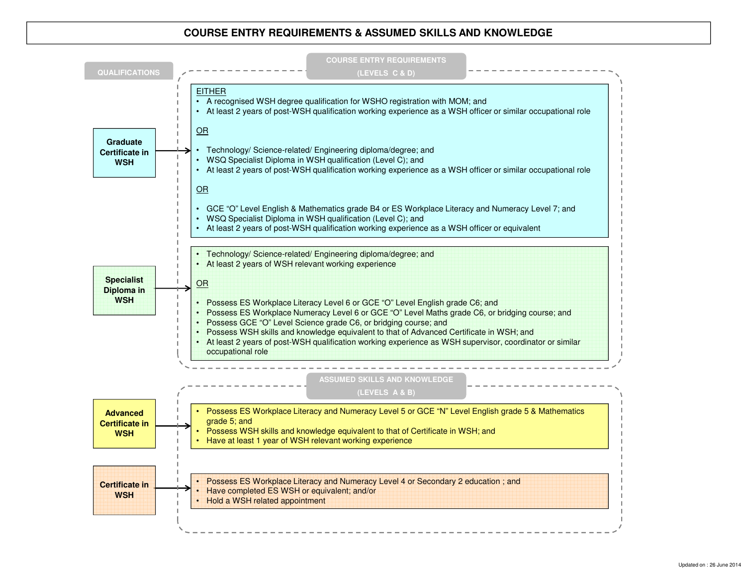# COURSE ENTRY REQUIREMENTS & ASSUMED SKILLS AND KNOWLEDGE

**QUALIFICATIONS**

## COURSE ENTRY REQUIREMENTS (LEVELS C & D)

### Graduate Certificate in WSH

EITHER

- A recognised WSH degree qualification for WSHO registration with MOM; and
- At least 2 years of post-WSH qualification working experience as a WSH officer or similar occupational role

OR

- Technology/ Science-related/ Engineering diploma/degree; and
- WSQ Specialist Diploma in WSH qualification (Level C); and
- At least 2 years of post-WSH qualification working experience as a WSH officer or similar occupational role

OR

- GCE "O" Level English & Mathematics grade B4 or ES Workplace Literacy and Numeracy Level 7; and
- WSQ Specialist Diploma in WSH qualification (Level C); and
- At least 2 years of post-WSH qualification working experience as a WSH officer or equivalent

### Specialist Diploma in WSH

- Technology/ Science-related/ Engineering diploma/degree; and
- At least 2 years of WSH relevant working experience

OR

- Possess ES Workplace Literacy Level 6 or GCE "O" Level English grade C6; and
- Possess ES Workplace Numeracy Level 6 or GCE "O" Level Maths grade C6, or bridging course; and
- Possess GCE "O" Level Science grade C6, or bridging course; and
- Possess WSH skills and knowledge equivalent to that of Advanced Certificate in WSH; and
- At least 2 years of post-WSH qualification working experience as WSH supervisor, coordinator or similar occupational role

## ASSUMED SKILLS AND KNOWLEDGE (LEVELS A & B)

### Advanced Certificate in WSH

- Possess ES Workplace Literacy and Numeracy Level 5 or GCE "N" Level English grade 5 & Mathematics grade 5; and
- Possess WSH skills and knowledge equivalent to that of Certificate in WSH; and
- Have at least 1 year of WSH relevant working experience

### Certificate in WSH

- Possess ES Workplace Literacy and Numeracy Level 4 or Secondary 2 education ; and
- Have completed ES WSH or equivalent; and/or
- Hold a WSH related appointment

Updated on : 26 June 2014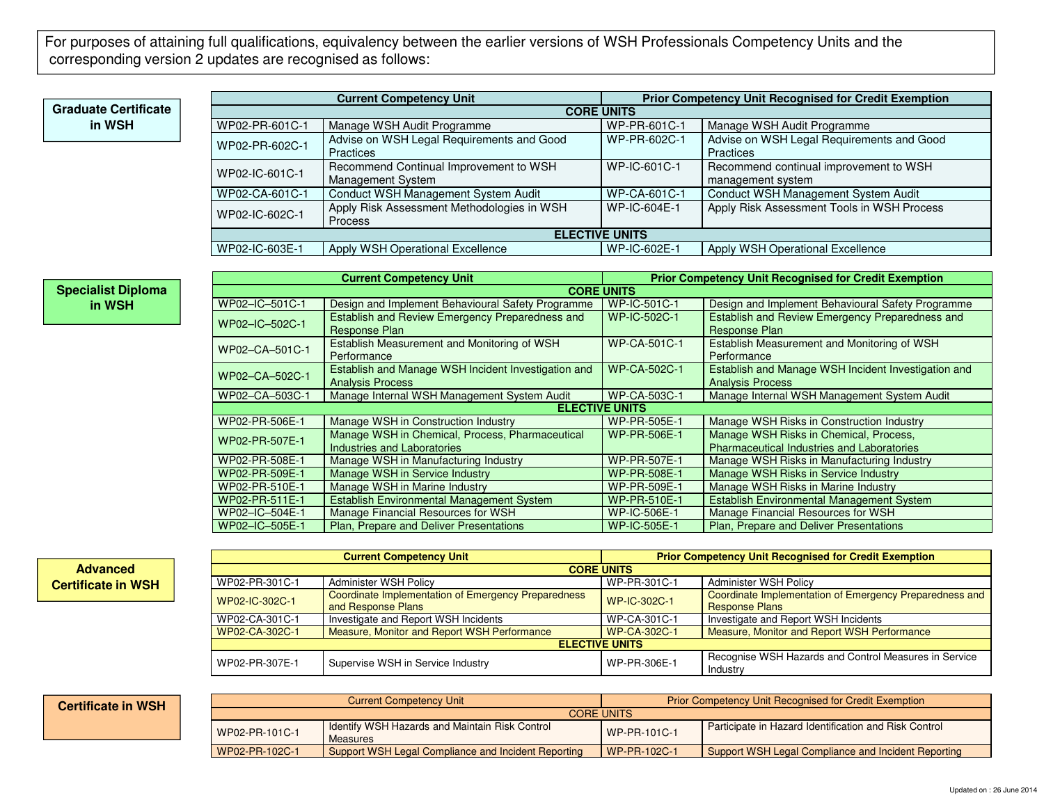For purposes of attaining full qualifications, equivalency between the earlier versions of WSH Professionals Competency Units and the corresponding version 2 updates are recognised as follows:

**Graduate Certificate in WSH**

| Current Competency Unit | | Prior Competency Unit Recognised for Credit Exemption | |
|---|---|---|---|
| **CORE UNITS** | | | |
| WP02-PR-601C-1 | Manage WSH Audit Programme | WP-PR-601C-1 | Manage WSH Audit Programme |
| WP02-PR-602C-1 | Advise on WSH Legal Requirements and Good Practices | WP-PR-602C-1 | Advise on WSH Legal Requirements and Good Practices |
| WP02-IC-601C-1 | Recommend Continual Improvement to WSH Management System | WP-IC-601C-1 | Recommend continual improvement to WSH management system |
| WP02-CA-601C-1 | Conduct WSH Management System Audit | WP-CA-601C-1 | Conduct WSH Management System Audit |
| WP02-IC-602C-1 | Apply Risk Assessment Methodologies in WSH Process | WP-IC-604E-1 | Apply Risk Assessment Tools in WSH Process |
| **ELECTIVE UNITS** | | | |
| WP02-IC-603E-1 | Apply WSH Operational Excellence | WP-IC-602E-1 | Apply WSH Operational Excellence |

**Specialist Diploma in WSH**

| Current Competency Unit | | Prior Competency Unit Recognised for Credit Exemption | |
|---|---|---|---|
| **CORE UNITS** | | | |
| WP02–IC–501C-1 | Design and Implement Behavioural Safety Programme | WP-IC-501C-1 | Design and Implement Behavioural Safety Programme |
| WP02–IC–502C-1 | Establish and Review Emergency Preparedness and Response Plan | WP-IC-502C-1 | Establish and Review Emergency Preparedness and Response Plan |
| WP02–CA–501C-1 | Establish Measurement and Monitoring of WSH Performance | WP-CA-501C-1 | Establish Measurement and Monitoring of WSH Performance |
| WP02–CA–502C-1 | Establish and Manage WSH Incident Investigation and Analysis Process | WP-CA-502C-1 | Establish and Manage WSH Incident Investigation and Analysis Process |
| WP02–CA–503C-1 | Manage Internal WSH Management System Audit | WP-CA-503C-1 | Manage Internal WSH Management System Audit |
| **ELECTIVE UNITS** | | | |
| WP02-PR-506E-1 | Manage WSH in Construction Industry | WP-PR-505E-1 | Manage WSH Risks in Construction Industry |
| WP02-PR-507E-1 | Manage WSH in Chemical, Process, Pharmaceutical Industries and Laboratories | WP-PR-506E-1 | Manage WSH Risks in Chemical, Process, Pharmaceutical Industries and Laboratories |
| WP02-PR-508E-1 | Manage WSH in Manufacturing Industry | WP-PR-507E-1 | Manage WSH Risks in Manufacturing Industry |
| WP02-PR-509E-1 | Manage WSH in Service Industry | WP-PR-508E-1 | Manage WSH Risks in Service Industry |
| WP02-PR-510E-1 | Manage WSH in Marine Industry | WP-PR-509E-1 | Manage WSH Risks in Marine Industry |
| WP02-PR-511E-1 | Establish Environmental Management System | WP-PR-510E-1 | Establish Environmental Management System |
| WP02–IC–504E-1 | Manage Financial Resources for WSH | WP-IC-506E-1 | Manage Financial Resources for WSH |
| WP02–IC–505E-1 | Plan, Prepare and Deliver Presentations | WP-IC-505E-1 | Plan, Prepare and Deliver Presentations |

**Advanced Certificate in WSH**

| Current Competency Unit | | Prior Competency Unit Recognised for Credit Exemption | |
|---|---|---|---|
| **CORE UNITS** | | | |
| WP02-PR-301C-1 | Administer WSH Policy | WP-PR-301C-1 | Administer WSH Policy |
| WP02-IC-302C-1 | Coordinate Implementation of Emergency Preparedness and Response Plans | WP-IC-302C-1 | Coordinate Implementation of Emergency Preparedness and Response Plans |
| WP02-CA-301C-1 | Investigate and Report WSH Incidents | WP-CA-301C-1 | Investigate and Report WSH Incidents |
| WP02-CA-302C-1 | Measure, Monitor and Report WSH Performance | WP-CA-302C-1 | Measure, Monitor and Report WSH Performance |
| **ELECTIVE UNITS** | | | |
| WP02-PR-307E-1 | Supervise WSH in Service Industry | WP-PR-306E-1 | Recognise WSH Hazards and Control Measures in Service Industry |

**Certificate in WSH**

| Current Competency Unit | | Prior Competency Unit Recognised for Credit Exemption | |
|---|---|---|---|
| CORE UNITS | | | |
| WP02-PR-101C-1 | Identify WSH Hazards and Maintain Risk Control Measures | WP-PR-101C-1 | Participate in Hazard Identification and Risk Control |
| WP02-PR-102C-1 | Support WSH Legal Compliance and Incident Reporting | WP-PR-102C-1 | Support WSH Legal Compliance and Incident Reporting |

Updated on : 26 June 2014